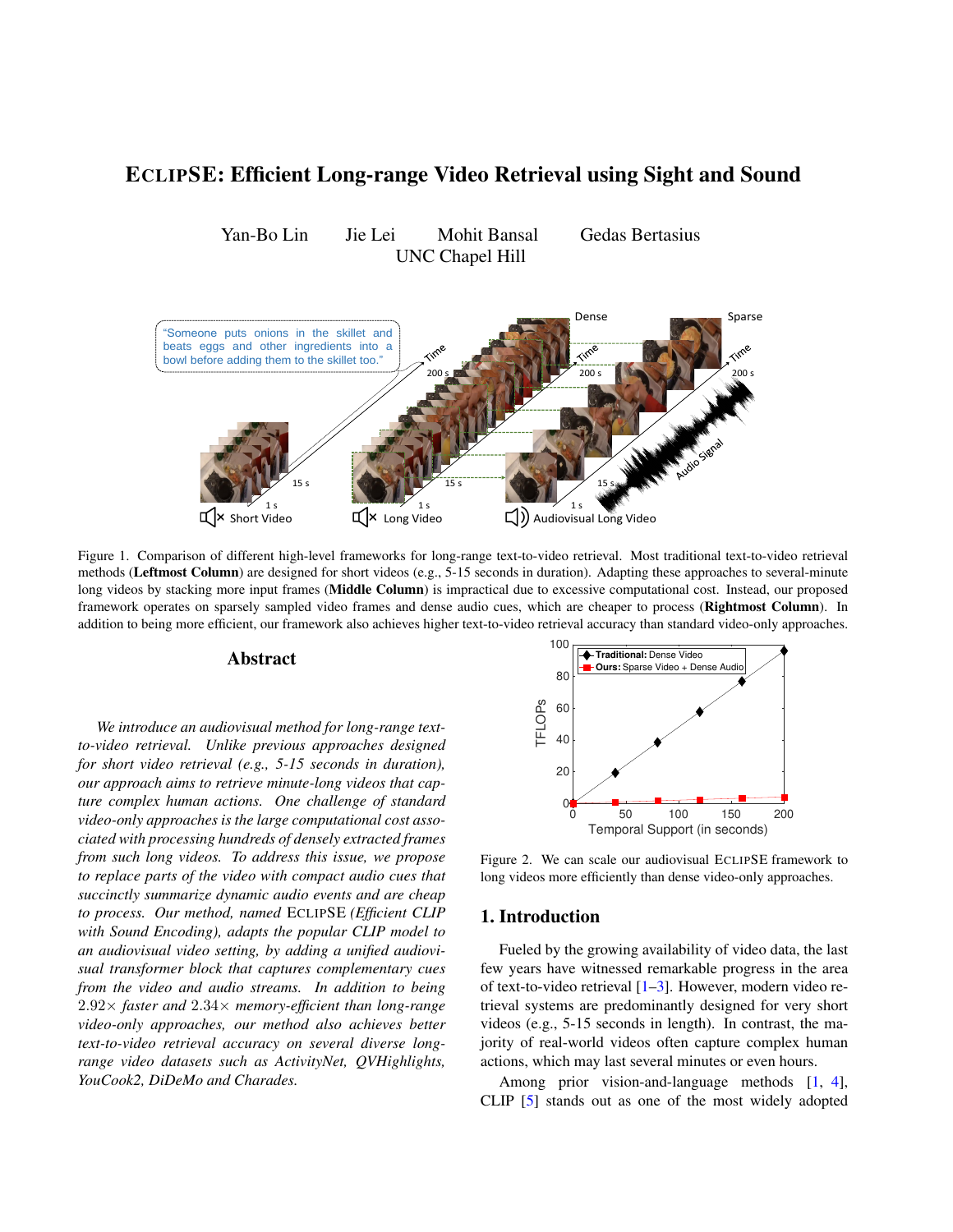# ECLIPSE: Efficient Long-range Video Retrieval using Sight and Sound

Yan-Bo Lin Jie Lei Mohit Bansal Gedas Bertasius
UNC Chapel Hill

Figure 1. Comparison of different high-level frameworks for long-range text-to-video retrieval. Most traditional text-to-video retrieval methods (**Leftmost Column**) are designed for short videos (e.g., 5-15 seconds in duration). Adapting these approaches to several-minute long videos by stacking more input frames (**Middle Column**) is impractical due to excessive computational cost. Instead, our proposed framework operates on sparsely sampled video frames and dense audio cues, which are cheaper to process (**Rightmost Column**). In addition to being more efficient, our framework also achieves higher text-to-video retrieval accuracy than standard video-only approaches.

## Abstract

*We introduce an audiovisual method for long-range text-to-video retrieval. Unlike previous approaches designed for short video retrieval (e.g., 5-15 seconds in duration), our approach aims to retrieve minute-long videos that capture complex human actions. One challenge of standard video-only approaches is the large computational cost associated with processing hundreds of densely extracted frames from such long videos. To address this issue, we propose to replace parts of the video with compact audio cues that succinctly summarize dynamic audio events and are cheap to process. Our method, named* ECLIPSE *(Efficient CLIP with Sound Encoding), adapts the popular CLIP model to an audiovisual video setting, by adding a unified audiovisual transformer block that captures complementary cues from the video and audio streams. In addition to being* $2.92\times$ *faster and* $2.34\times$ *memory-efficient than long-range video-only approaches, our method also achieves better text-to-video retrieval accuracy on several diverse long-range video datasets such as ActivityNet, QVHighlights, YouCook2, DiDeMo and Charades.*

Figure 2. We can scale our audiovisual ECLIPSE framework to long videos more efficiently than dense video-only approaches.

## 1. Introduction

Fueled by the growing availability of video data, the last few years have witnessed remarkable progress in the area of text-to-video retrieval [1–3]. However, modern video retrieval systems are predominantly designed for very short videos (e.g., 5-15 seconds in length). In contrast, the majority of real-world videos often capture complex human actions, which may last several minutes or even hours.

Among prior vision-and-language methods [1, 4], CLIP [5] stands out as one of the most widely adopted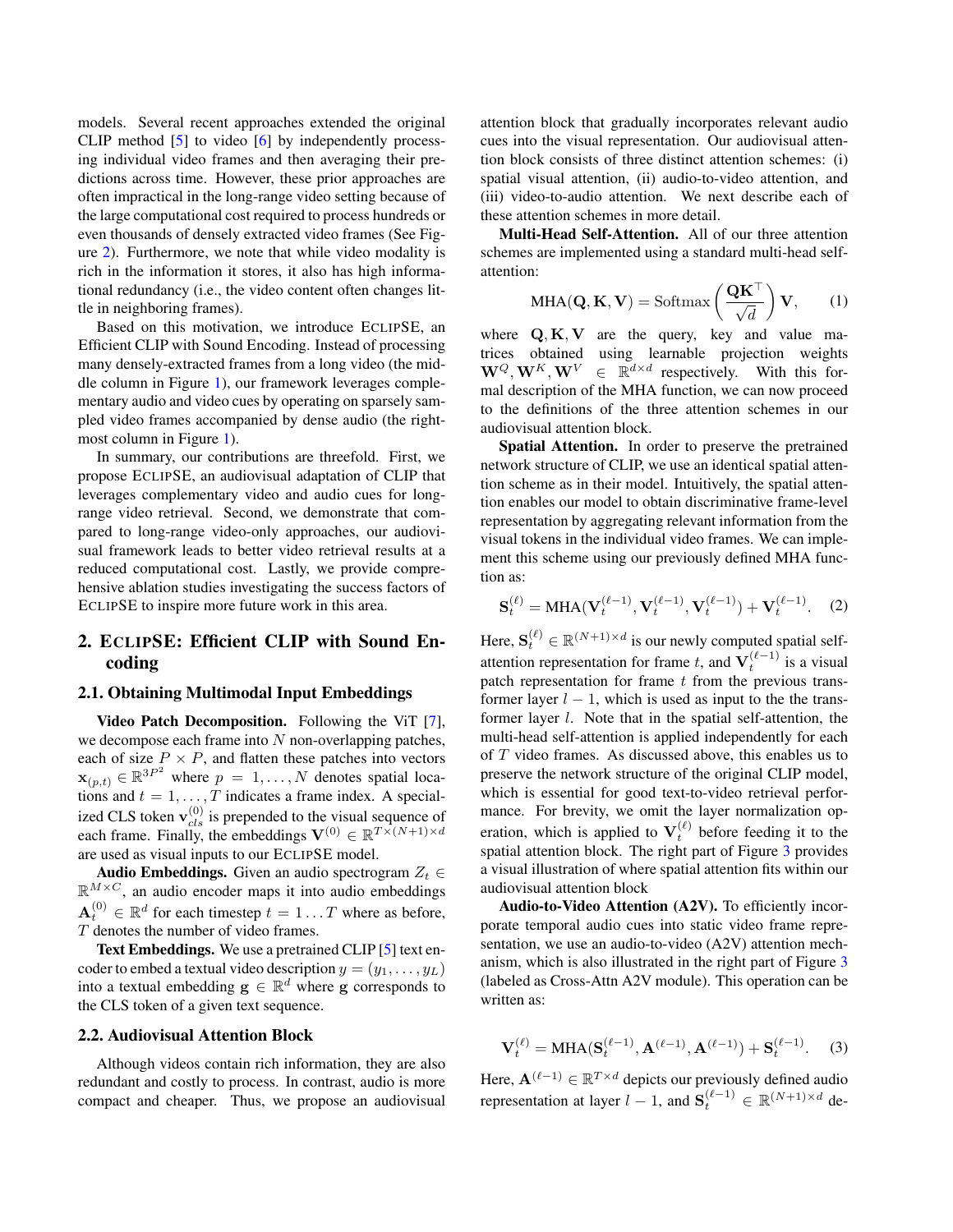models. Several recent approaches extended the original CLIP method [5] to video [6] by independently processing individual video frames and then averaging their predictions across time. However, these prior approaches are often impractical in the long-range video setting because of the large computational cost required to process hundreds or even thousands of densely extracted video frames (See Figure 2). Furthermore, we note that while video modality is rich in the information it stores, it also has high informational redundancy (i.e., the video content often changes little in neighboring frames).

Based on this motivation, we introduce ECLIPSE, an Efficient CLIP with Sound Encoding. Instead of processing many densely-extracted frames from a long video (the middle column in Figure 1), our framework leverages complementary audio and video cues by operating on sparsely sampled video frames accompanied by dense audio (the rightmost column in Figure 1).

In summary, our contributions are threefold. First, we propose ECLIPSE, an audiovisual adaptation of CLIP that leverages complementary video and audio cues for long-range video retrieval. Second, we demonstrate that compared to long-range video-only approaches, our audiovisual framework leads to better video retrieval results at a reduced computational cost. Lastly, we provide comprehensive ablation studies investigating the success factors of ECLIPSE to inspire more future work in this area.

## 2. ECLIPSE: Efficient CLIP with Sound Encoding

### 2.1. Obtaining Multimodal Input Embeddings

**Video Patch Decomposition.** Following the ViT [7], we decompose each frame into $N$ non-overlapping patches, each of size $P \times P$, and flatten these patches into vectors $\mathbf{x}_{(p,t)} \in \mathbb{R}^{3P^2}$ where $p = 1, \ldots, N$ denotes spatial locations and $t = 1, \ldots, T$ indicates a frame index. A specialized CLS token $\mathbf{v}_{cls}^{(0)}$ is prepended to the visual sequence of each frame. Finally, the embeddings $\mathbf{V}^{(0)} \in \mathbb{R}^{T \times (N+1) \times d}$ are used as visual inputs to our ECLIPSE model.

**Audio Embeddings.** Given an audio spectrogram $Z_t \in \mathbb{R}^{M \times C}$, an audio encoder maps it into audio embeddings $\mathbf{A}_t^{(0)} \in \mathbb{R}^d$ for each timestep $t = 1 \ldots T$ where as before, $T$ denotes the number of video frames.

**Text Embeddings.** We use a pretrained CLIP [5] text encoder to embed a textual video description $y = (y_1, \ldots, y_L)$ into a textual embedding $\mathbf{g} \in \mathbb{R}^d$ where $\mathbf{g}$ corresponds to the CLS token of a given text sequence.

### 2.2. Audiovisual Attention Block

Although videos contain rich information, they are also redundant and costly to process. In contrast, audio is more compact and cheaper. Thus, we propose an audiovisual attention block that gradually incorporates relevant audio cues into the visual representation. Our audiovisual attention block consists of three distinct attention schemes: (i) spatial visual attention, (ii) audio-to-video attention, and (iii) video-to-audio attention. We next describe each of these attention schemes in more detail.

**Multi-Head Self-Attention.** All of our three attention schemes are implemented using a standard multi-head self-attention:

$$\text{MHA}(\mathbf{Q}, \mathbf{K}, \mathbf{V}) = \text{Softmax}\left(\frac{\mathbf{Q}\mathbf{K}^\top}{\sqrt{d}}\right)\mathbf{V}, \tag{1}$$

where $\mathbf{Q}, \mathbf{K}, \mathbf{V}$ are the query, key and value matrices obtained using learnable projection weights $\mathbf{W}^Q, \mathbf{W}^K, \mathbf{W}^V \in \mathbb{R}^{d \times d}$ respectively. With this formal description of the MHA function, we can now proceed to the definitions of the three attention schemes in our audiovisual attention block.

**Spatial Attention.** In order to preserve the pretrained network structure of CLIP, we use an identical spatial attention scheme as in their model. Intuitively, the spatial attention enables our model to obtain discriminative frame-level representation by aggregating relevant information from the visual tokens in the individual video frames. We can implement this scheme using our previously defined MHA function as:

$$\mathbf{S}_t^{(\ell)} = \text{MHA}(\mathbf{V}_t^{(\ell-1)}, \mathbf{V}_t^{(\ell-1)}, \mathbf{V}_t^{(\ell-1)}) + \mathbf{V}_t^{(\ell-1)}. \tag{2}$$

Here, $\mathbf{S}_t^{(\ell)} \in \mathbb{R}^{(N+1) \times d}$ is our newly computed spatial self-attention representation for frame $t$, and $\mathbf{V}_t^{(\ell-1)}$ is a visual patch representation for frame $t$ from the previous transformer layer $l-1$, which is used as input to the the transformer layer $l$. Note that in the spatial self-attention, the multi-head self-attention is applied independently for each of $T$ video frames. As discussed above, this enables us to preserve the network structure of the original CLIP model, which is essential for good text-to-video retrieval performance. For brevity, we omit the layer normalization operation, which is applied to $\mathbf{V}_t^{(\ell)}$ before feeding it to the spatial attention block. The right part of Figure 3 provides a visual illustration of where spatial attention fits within our audiovisual attention block

**Audio-to-Video Attention (A2V).** To efficiently incorporate temporal audio cues into static video frame representation, we use an audio-to-video (A2V) attention mechanism, which is also illustrated in the right part of Figure 3 (labeled as Cross-Attn A2V module). This operation can be written as:

$$\mathbf{V}_t^{(\ell)} = \text{MHA}(\mathbf{S}_t^{(\ell-1)}, \mathbf{A}^{(\ell-1)}, \mathbf{A}^{(\ell-1)}) + \mathbf{S}_t^{(\ell-1)}. \tag{3}$$

Here, $\mathbf{A}^{(\ell-1)} \in \mathbb{R}^{T \times d}$ depicts our previously defined audio representation at layer $l-1$, and $\mathbf{S}_t^{(\ell-1)} \in \mathbb{R}^{(N+1) \times d}$ de-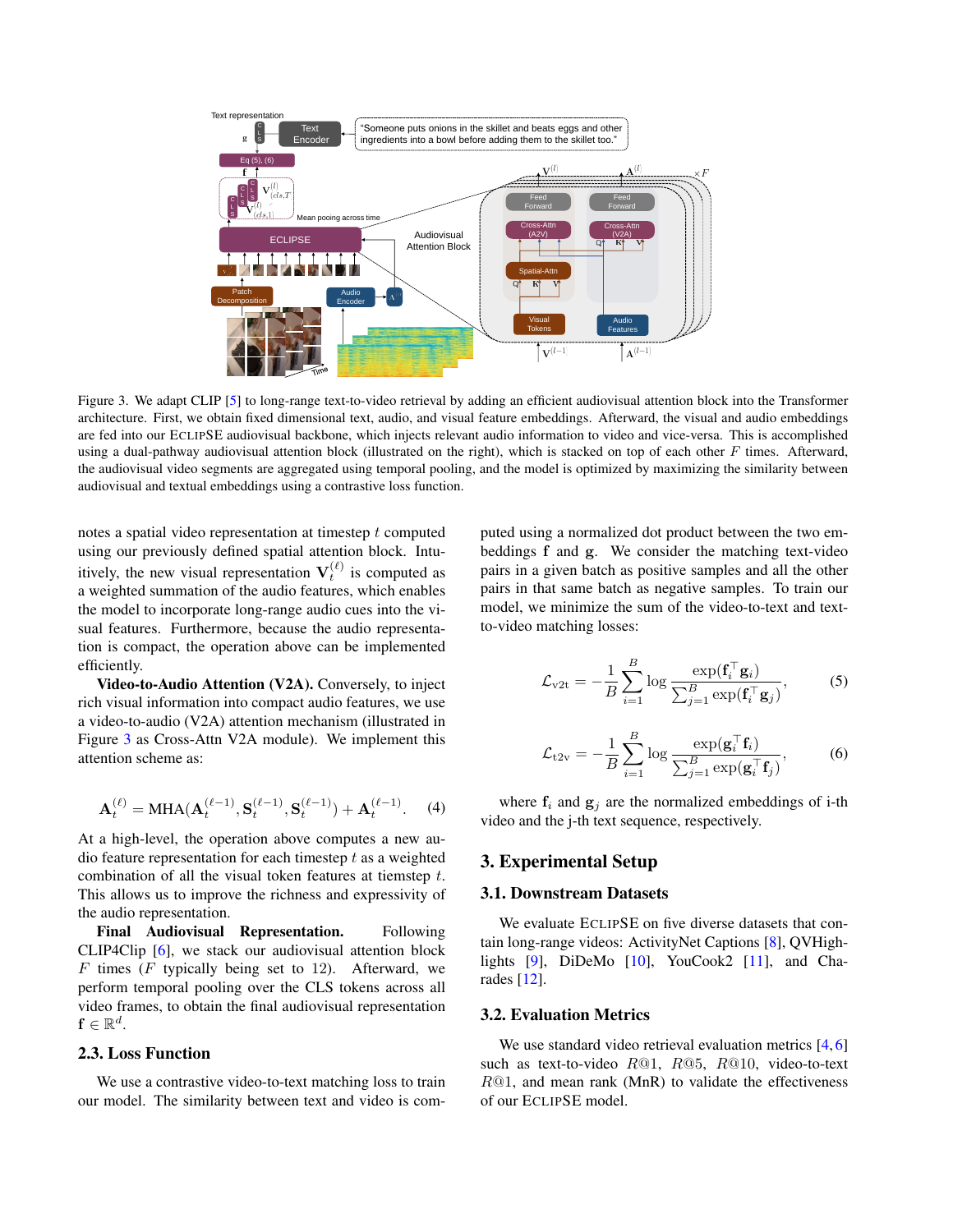Figure 3. We adapt CLIP [5] to long-range text-to-video retrieval by adding an efficient audiovisual attention block into the Transformer architecture. First, we obtain fixed dimensional text, audio, and visual feature embeddings. Afterward, the visual and audio embeddings are fed into our ECLIPSE audiovisual backbone, which injects relevant audio information to video and vice-versa. This is accomplished using a dual-pathway audiovisual attention block (illustrated on the right), which is stacked on top of each other $F$ times. Afterward, the audiovisual video segments are aggregated using temporal pooling, and the model is optimized by maximizing the similarity between audiovisual and textual embeddings using a contrastive loss function.

notes a spatial video representation at timestep $t$ computed using our previously defined spatial attention block. Intuitively, the new visual representation $\mathbf{V}_t^{(\ell)}$ is computed as a weighted summation of the audio features, which enables the model to incorporate long-range audio cues into the visual features. Furthermore, because the audio representation is compact, the operation above can be implemented efficiently.

**Video-to-Audio Attention (V2A).** Conversely, to inject rich visual information into compact audio features, we use a video-to-audio (V2A) attention mechanism (illustrated in Figure 3 as Cross-Attn V2A module). We implement this attention scheme as:

$$\mathbf{A}_t^{(\ell)} = \text{MHA}(\mathbf{A}_t^{(\ell-1)}, \mathbf{S}_t^{(\ell-1)}, \mathbf{S}_t^{(\ell-1)}) + \mathbf{A}_t^{(\ell-1)}. \quad (4)$$

At a high-level, the operation above computes a new audio feature representation for each timestep $t$ as a weighted combination of all the visual token features at tiemstep $t$. This allows us to improve the richness and expressivity of the audio representation.

**Final Audiovisual Representation.** Following CLIP4Clip [6], we stack our audiovisual attention block $F$ times ($F$ typically being set to 12). Afterward, we perform temporal pooling over the CLS tokens across all video frames, to obtain the final audiovisual representation $\mathbf{f} \in \mathbb{R}^d$.

### 2.3. Loss Function

We use a contrastive video-to-text matching loss to train our model. The similarity between text and video is computed using a normalized dot product between the two embeddings $\mathbf{f}$ and $\mathbf{g}$. We consider the matching text-video pairs in a given batch as positive samples and all the other pairs in that same batch as negative samples. To train our model, we minimize the sum of the video-to-text and text-to-video matching losses:

$$\mathcal{L}_{\text{v2t}} = -\frac{1}{B}\sum_{i=1}^{B} \log \frac{\exp(\mathbf{f}_i^\top \mathbf{g}_i)}{\sum_{j=1}^{B} \exp(\mathbf{f}_i^\top \mathbf{g}_j)}, \quad (5)$$

$$\mathcal{L}_{\text{t2v}} = -\frac{1}{B}\sum_{i=1}^{B} \log \frac{\exp(\mathbf{g}_i^\top \mathbf{f}_i)}{\sum_{j=1}^{B} \exp(\mathbf{g}_i^\top \mathbf{f}_j)}, \quad (6)$$

where $\mathbf{f}_i$ and $\mathbf{g}_j$ are the normalized embeddings of i-th video and the j-th text sequence, respectively.

## 3. Experimental Setup

### 3.1. Downstream Datasets

We evaluate ECLIPSE on five diverse datasets that contain long-range videos: ActivityNet Captions [8], QVHighlights [9], DiDeMo [10], YouCook2 [11], and Charades [12].

### 3.2. Evaluation Metrics

We use standard video retrieval evaluation metrics [4, 6] such as text-to-video $R@1$, $R@5$, $R@10$, video-to-text $R@1$, and mean rank (MnR) to validate the effectiveness of our ECLIPSE model.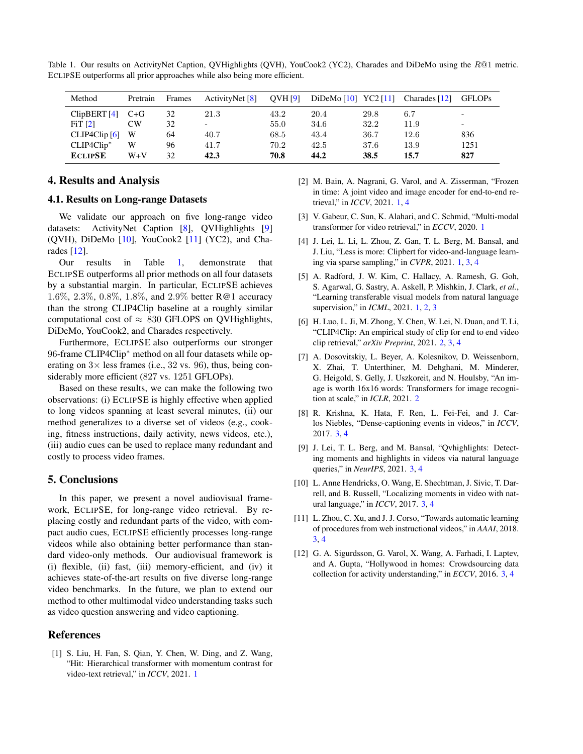Table 1. Our results on ActivityNet Caption, QVHighlights (QVH), YouCook2 (YC2), Charades and DiDeMo using the $R@1$ metric. ECLIPSE outperforms all prior approaches while also being more efficient.

| Method | Pretrain | Frames | ActivityNet [8] | QVH [9] | DiDeMo [10] | YC2 [11] | Charades [12] | GFLOPs |
|---|---|---|---|---|---|---|---|---|
| ClipBERT [4] | C+G | 32 | 21.3 | 43.2 | 20.4 | 29.8 | 6.7 | - |
| FiT [2] | CW | 32 | - | 55.0 | 34.6 | 32.2 | 11.9 | - |
| CLIP4Clip [6] | W | 64 | 40.7 | 68.5 | 43.4 | 36.7 | 12.6 | 836 |
| CLIP4Clip* | W | 96 | 41.7 | 70.2 | 42.5 | 37.6 | 13.9 | 1251 |
| **ECLIPSE** | W+V | 32 | **42.3** | **70.8** | **44.2** | **38.5** | **15.7** | **827** |

## 4. Results and Analysis

### 4.1. Results on Long-range Datasets

We validate our approach on five long-range video datasets: ActivityNet Caption [8], QVHighlights [9] (QVH), DiDeMo [10], YouCook2 [11] (YC2), and Charades [12].

Our results in Table 1, demonstrate that ECLIPSE outperforms all prior methods on all four datasets by a substantial margin. In particular, ECLIPSE achieves $1.6\%$, $2.3\%$, $0.8\%$, $1.8\%$, and $2.9\%$ better R@1 accuracy than the strong CLIP4Clip baseline at a roughly similar computational cost of $\approx 830$ GFLOPS on QVHighlights, DiDeMo, YouCook2, and Charades respectively.

Furthermore, ECLIPSE also outperforms our stronger 96-frame CLIP4Clip* method on all four datasets while operating on $3\times$ less frames (i.e., 32 vs. 96), thus, being considerably more efficient (827 vs. 1251 GFLOPs).

Based on these results, we can make the following two observations: (i) ECLIPSE is highly effective when applied to long videos spanning at least several minutes, (ii) our method generalizes to a diverse set of videos (e.g., cooking, fitness instructions, daily activity, news videos, etc.), (iii) audio cues can be used to replace many redundant and costly to process video frames.

## 5. Conclusions

In this paper, we present a novel audiovisual framework, ECLIPSE, for long-range video retrieval. By replacing costly and redundant parts of the video, with compact audio cues, ECLIPSE efficiently processes long-range videos while also obtaining better performance than standard video-only methods. Our audiovisual framework is (i) flexible, (ii) fast, (iii) memory-efficient, and (iv) it achieves state-of-the-art results on five diverse long-range video benchmarks. In the future, we plan to extend our method to other multimodal video understanding tasks such as video question answering and video captioning.

## References

[1] S. Liu, H. Fan, S. Qian, Y. Chen, W. Ding, and Z. Wang, "Hit: Hierarchical transformer with momentum contrast for video-text retrieval," in *ICCV*, 2021. 1

[2] M. Bain, A. Nagrani, G. Varol, and A. Zisserman, "Frozen in time: A joint video and image encoder for end-to-end retrieval," in *ICCV*, 2021. 1, 4

[3] V. Gabeur, C. Sun, K. Alahari, and C. Schmid, "Multi-modal transformer for video retrieval," in *ECCV*, 2020. 1

[4] J. Lei, L. Li, L. Zhou, Z. Gan, T. L. Berg, M. Bansal, and J. Liu, "Less is more: Clipbert for video-and-language learning via sparse sampling," in *CVPR*, 2021. 1, 3, 4

[5] A. Radford, J. W. Kim, C. Hallacy, A. Ramesh, G. Goh, S. Agarwal, G. Sastry, A. Askell, P. Mishkin, J. Clark, *et al.*, "Learning transferable visual models from natural language supervision," in *ICML*, 2021. 1, 2, 3

[6] H. Luo, L. Ji, M. Zhong, Y. Chen, W. Lei, N. Duan, and T. Li, "CLIP4Clip: An empirical study of clip for end to end video clip retrieval," *arXiv Preprint*, 2021. 2, 3, 4

[7] A. Dosovitskiy, L. Beyer, A. Kolesnikov, D. Weissenborn, X. Zhai, T. Unterthiner, M. Dehghani, M. Minderer, G. Heigold, S. Gelly, J. Uszkoreit, and N. Houlsby, "An image is worth 16x16 words: Transformers for image recognition at scale," in *ICLR*, 2021. 2

[8] R. Krishna, K. Hata, F. Ren, L. Fei-Fei, and J. Carlos Niebles, "Dense-captioning events in videos," in *ICCV*, 2017. 3, 4

[9] J. Lei, T. L. Berg, and M. Bansal, "Qvhighlights: Detecting moments and highlights in videos via natural language queries," in *NeurIPS*, 2021. 3, 4

[10] L. Anne Hendricks, O. Wang, E. Shechtman, J. Sivic, T. Darrell, and B. Russell, "Localizing moments in video with natural language," in *ICCV*, 2017. 3, 4

[11] L. Zhou, C. Xu, and J. J. Corso, "Towards automatic learning of procedures from web instructional videos," in *AAAI*, 2018. 3, 4

[12] G. A. Sigurdsson, G. Varol, X. Wang, A. Farhadi, I. Laptev, and A. Gupta, "Hollywood in homes: Crowdsourcing data collection for activity understanding," in *ECCV*, 2016. 3, 4